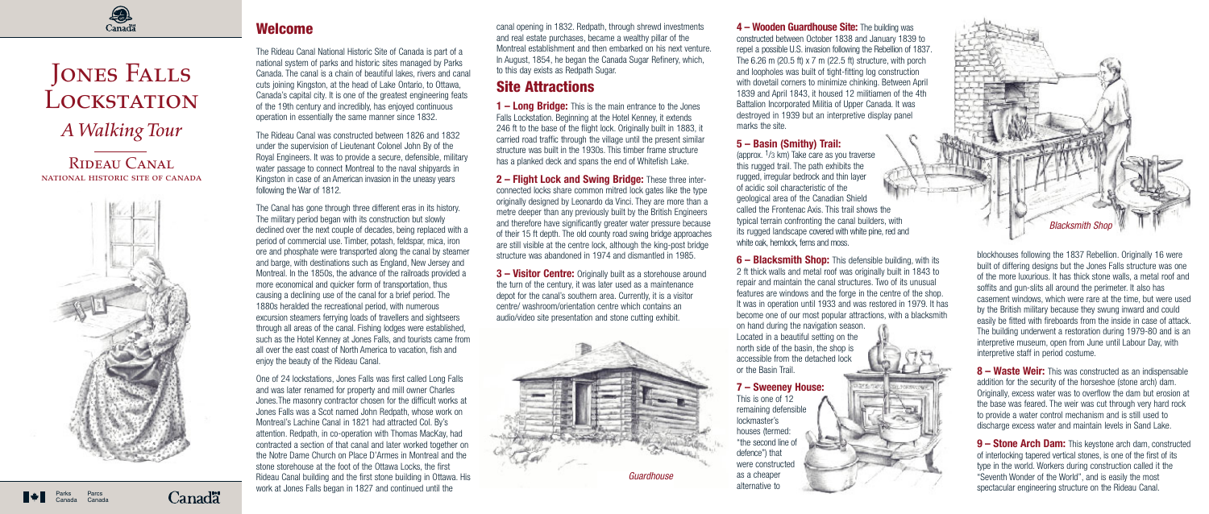# Jones Falls Lockstation

## *A Walking Tour*

Rideau Canal
national historic site of canada

## Welcome

The Rideau Canal National Historic Site of Canada is part of a national system of parks and historic sites managed by Parks Canada. The canal is a chain of beautiful lakes, rivers and canal cuts joining Kingston, at the head of Lake Ontario, to Ottawa, Canada's capital city. It is one of the greatest engineering feats of the 19th century and incredibly, has enjoyed continuous operation in essentially the same manner since 1832.

The Rideau Canal was constructed between 1826 and 1832 under the supervision of Lieutenant Colonel John By of the Royal Engineers. It was to provide a secure, defensible, military water passage to connect Montreal to the naval shipyards in Kingston in case of an American invasion in the uneasy years following the War of 1812.

The Canal has gone through three different eras in its history. The military period began with its construction but slowly declined over the next couple of decades, being replaced with a period of commercial use. Timber, potash, feldspar, mica, iron ore and phosphate were transported along the canal by steamer and barge, with destinations such as England, New Jersey and Montreal. In the 1850s, the advance of the railroads provided a more economical and quicker form of transportation, thus causing a declining use of the canal for a brief period. The 1880s heralded the recreational period, with numerous excursion steamers ferrying loads of travellers and sightseers through all areas of the canal. Fishing lodges were established, such as the Hotel Kenney at Jones Falls, and tourists came from all over the east coast of North America to vacation, fish and enjoy the beauty of the Rideau Canal.

One of 24 lockstations, Jones Falls was first called Long Falls and was later renamed for property and mill owner Charles Jones.The masonry contractor chosen for the difficult works at Jones Falls was a Scot named John Redpath, whose work on Montreal's Lachine Canal in 1821 had attracted Col. By's attention. Redpath, in co-operation with Thomas MacKay, had contracted a section of that canal and later worked together on the Notre Dame Church on Place D'Armes in Montreal and the stone storehouse at the foot of the Ottawa Locks, the first Rideau Canal building and the first stone building in Ottawa. His work at Jones Falls began in 1827 and continued until the canal opening in 1832. Redpath, through shrewd investments and real estate purchases, became a wealthy pillar of the Montreal establishment and then embarked on his next venture. In August, 1854, he began the Canada Sugar Refinery, which, to this day exists as Redpath Sugar.

## Site Attractions

**1 – Long Bridge:** This is the main entrance to the Jones Falls Lockstation. Beginning at the Hotel Kenney, it extends 246 ft to the base of the flight lock. Originally built in 1883, it carried road traffic through the village until the present similar structure was built in the 1930s. This timber frame structure has a planked deck and spans the end of Whitefish Lake.

**2 – Flight Lock and Swing Bridge:** These three interconnected locks share common mitred lock gates like the type originally designed by Leonardo da Vinci. They are more than a metre deeper than any previously built by the British Engineers and therefore have significantly greater water pressure because of their 15 ft depth. The old county road swing bridge approaches are still visible at the centre lock, although the king-post bridge structure was abandoned in 1974 and dismantled in 1985.

**3 – Visitor Centre:** Originally built as a storehouse around the turn of the century, it was later used as a maintenance depot for the canal's southern area. Currently, it is a visitor centre/ washroom/orientation centre which contains an audio/video site presentation and stone cutting exhibit.

*Guardhouse*

**4 – Wooden Guardhouse Site:** The building was constructed between October 1838 and January 1839 to repel a possible U.S. invasion following the Rebellion of 1837. The 6.26 m (20.5 ft) x 7 m (22.5 ft) structure, with porch and loopholes was built of tight-fitting log construction with dovetail corners to minimize chinking. Between April 1839 and April 1843, it housed 12 militiamen of the 4th Battalion Incorporated Militia of Upper Canada. It was destroyed in 1939 but an interpretive display panel marks the site.

**5 – Basin (Smithy) Trail:** (approx. 1/3 km) Take care as you traverse this rugged trail. The path exhibits the rugged, irregular bedrock and thin layer of acidic soil characteristic of the geological area of the Canadian Shield called the Frontenac Axis. This trail shows the typical terrain confronting the canal builders, with its rugged landscape covered with white pine, red and white oak, hemlock, ferns and moss.

**6 – Blacksmith Shop:** This defensible building, with its 2 ft thick walls and metal roof was originally built in 1843 to repair and maintain the canal structures. Two of its unusual features are windows and the forge in the centre of the shop. It was in operation until 1933 and was restored in 1979. It has become one of our most popular attractions, with a blacksmith on hand during the navigation season. Located in a beautiful setting on the north side of the basin, the shop is accessible from the detached lock or the Basin Trail.

**7 – Sweeney House:** This is one of 12 remaining defensible lockmaster's houses (termed: "the second line of defence") that were constructed as a cheaper alternative to blockhouses following the 1837 Rebellion. Originally 16 were built of differing designs but the Jones Falls structure was one of the more luxurious. It has thick stone walls, a metal roof and soffits and gun-slits all around the perimeter. It also has casement windows, which were rare at the time, but were used by the British military because they swung inward and could easily be fitted with fireboards from the inside in case of attack. The building underwent a restoration during 1979-80 and is an interpretive museum, open from June until Labour Day, with interpretive staff in period costume.

*Blacksmith Shop*

**8 – Waste Weir:** This was constructed as an indispensable addition for the security of the horseshoe (stone arch) dam. Originally, excess water was to overflow the dam but erosion at the base was feared. The weir was cut through very hard rock to provide a water control mechanism and is still used to discharge excess water and maintain levels in Sand Lake.

**9 – Stone Arch Dam:** This keystone arch dam, constructed of interlocking tapered vertical stones, is one of the first of its type in the world. Workers during construction called it the "Seventh Wonder of the World", and is easily the most spectacular engineering structure on the Rideau Canal.

Parks Canada / Parcs Canada — Canadä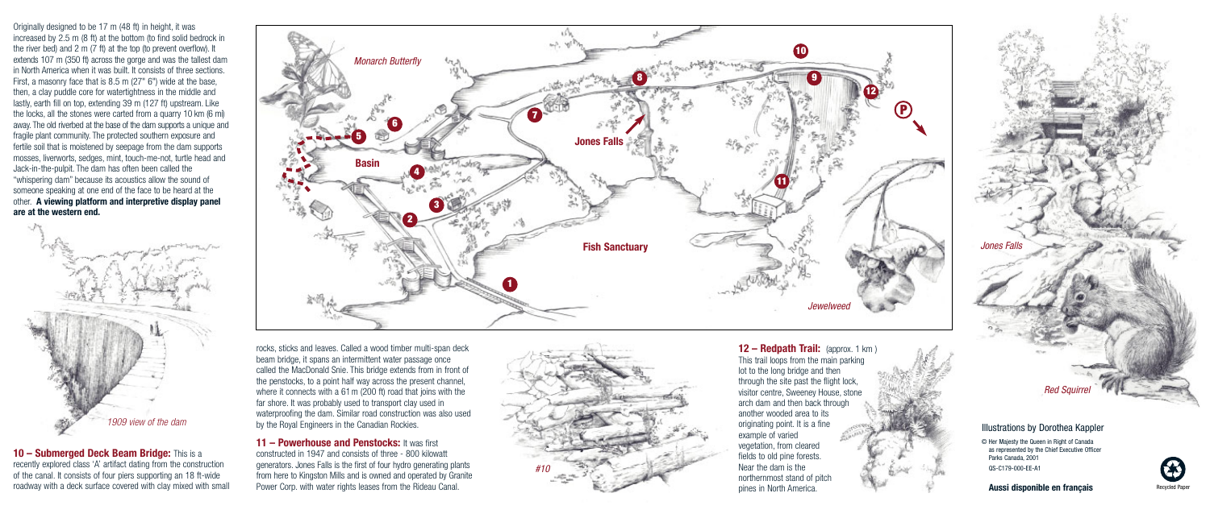Originally designed to be 17 m (48 ft) in height, it was increased by 2.5 m (8 ft) at the bottom (to find solid bedrock in the river bed) and 2 m (7 ft) at the top (to prevent overflow). It extends 107 m (350 ft) across the gorge and was the tallest dam in North America when it was built. It consists of three sections. First, a masonry face that is 8.5 m (27" 6") wide at the base, then, a clay puddle core for watertightness in the middle and lastly, earth fill on top, extending 39 m (127 ft) upstream. Like the locks, all the stones were carted from a quarry 10 km (6 mi) away. The old riverbed at the base of the dam supports a unique and fragile plant community. The protected southern exposure and fertile soil that is moistened by seepage from the dam supports mosses, liverworts, sedges, mint, touch-me-not, turtle head and Jack-in-the-pulpit. The dam has often been called the "whispering dam" because its acoustics allow the sound of someone speaking at one end of the face to be heard at the other. **A viewing platform and interpretive display panel are at the western end.**

*1909 view of the dam*

**10 – Submerged Deck Beam Bridge:** This is a recently explored class 'A' artifact dating from the construction of the canal. It consists of four piers supporting an 18 ft-wide roadway with a deck surface covered with clay mixed with small rocks, sticks and leaves. Called a wood timber multi-span deck beam bridge, it spans an intermittent water passage once called the MacDonald Snie. This bridge extends from in front of the penstocks, to a point half way across the present channel, where it connects with a 61 m (200 ft) road that joins with the far shore. It was probably used to transport clay used in waterproofing the dam. Similar road construction was also used by the Royal Engineers in the Canadian Rockies.

**11 – Powerhouse and Penstocks:** It was first constructed in 1947 and consists of three - 800 kilowatt generators. Jones Falls is the first of four hydro generating plants from here to Kingston Mills and is owned and operated by Granite Power Corp. with water rights leases from the Rideau Canal.

*Monarch Butterfly*

Basin

Jones Falls

Fish Sanctuary

*Jewelweed*

1 2 3 4 5 6 7 8 9 10 11 12 P

*#10*

**12 – Redpath Trail:** (approx. 1 km ) This trail loops from the main parking lot to the long bridge and then through the site past the flight lock, visitor centre, Sweeney House, stone arch dam and then back through another wooded area to its originating point. It is a fine example of varied vegetation, from cleared fields to old pine forests. Near the dam is the northernmost stand of pitch pines in North America.

*Jones Falls*

*Red Squirrel*

Illustrations by Dorothea Kappler

© Her Majesty the Queen in Right of Canada as represented by the Chief Executive Officer Parks Canada, 2001
QS-C179-000-EE-A1

**Aussi disponible en français**

Recycled Paper